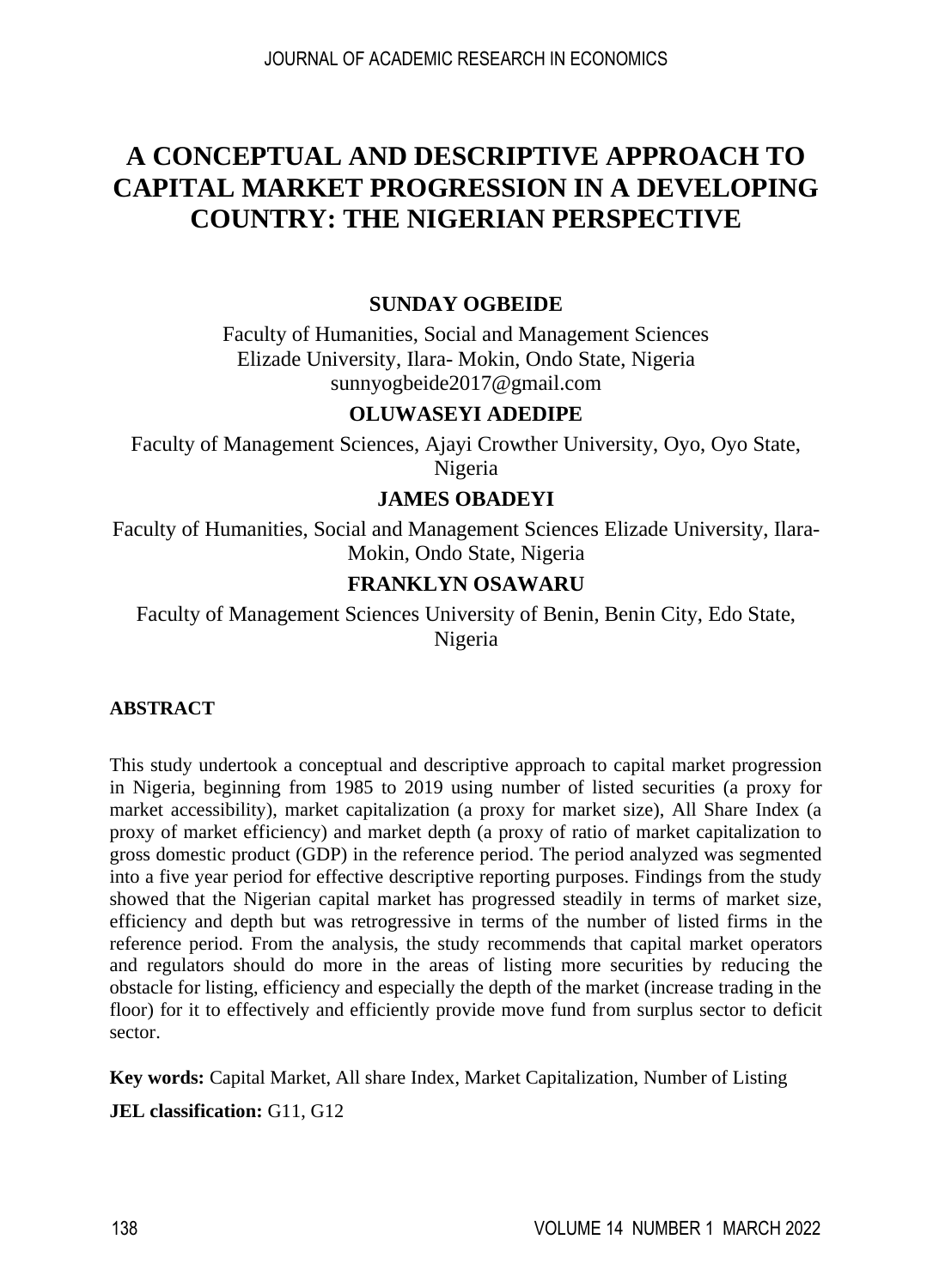# A CONCEPTUAL AND DESCRIPTIVE APPROACH TO CAPITAL MARKET PROGRESSION IN A DEVELOPING COUNTRY: THE NIGERIAN PERSPECTIVE

**SUNDAY OGBEIDE**

Faculty of Humanities, Social and Management Sciences
Elizade University, Ilara- Mokin, Ondo State, Nigeria
sunnyogbeide2017@gmail.com

**OLUWASEYI ADEDIPE**

Faculty of Management Sciences, Ajayi Crowther University, Oyo, Oyo State, Nigeria

**JAMES OBADEYI**

Faculty of Humanities, Social and Management Sciences Elizade University, Ilara-Mokin, Ondo State, Nigeria

**FRANKLYN OSAWARU**

Faculty of Management Sciences University of Benin, Benin City, Edo State, Nigeria

## ABSTRACT

This study undertook a conceptual and descriptive approach to capital market progression in Nigeria, beginning from 1985 to 2019 using number of listed securities (a proxy for market accessibility), market capitalization (a proxy for market size), All Share Index (a proxy of market efficiency) and market depth (a proxy of ratio of market capitalization to gross domestic product (GDP) in the reference period. The period analyzed was segmented into a five year period for effective descriptive reporting purposes. Findings from the study showed that the Nigerian capital market has progressed steadily in terms of market size, efficiency and depth but was retrogressive in terms of the number of listed firms in the reference period. From the analysis, the study recommends that capital market operators and regulators should do more in the areas of listing more securities by reducing the obstacle for listing, efficiency and especially the depth of the market (increase trading in the floor) for it to effectively and efficiently provide move fund from surplus sector to deficit sector.

**Key words:** Capital Market, All share Index, Market Capitalization, Number of Listing

**JEL classification:** G11, G12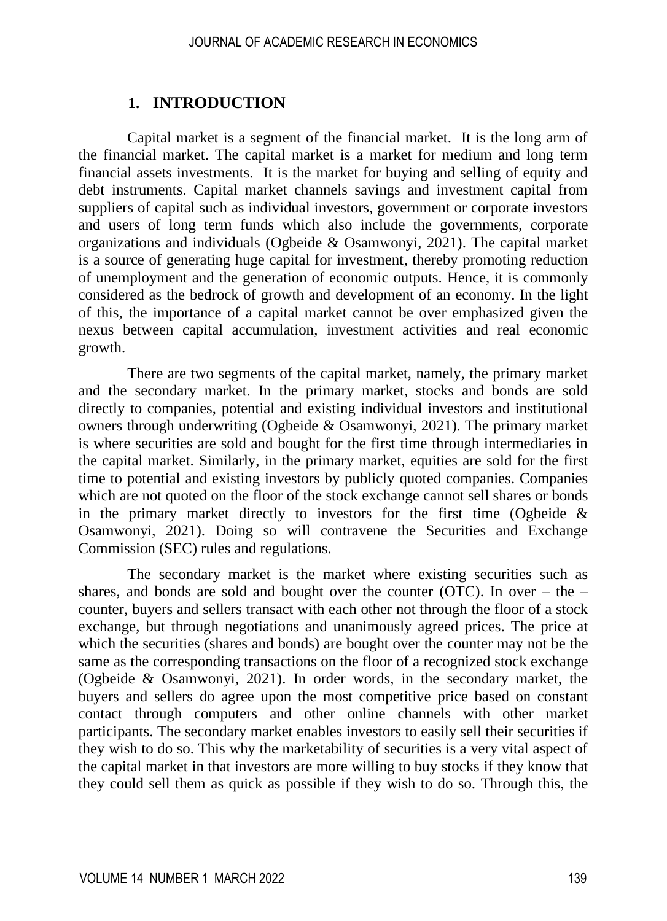## 1. INTRODUCTION

Capital market is a segment of the financial market. It is the long arm of the financial market. The capital market is a market for medium and long term financial assets investments. It is the market for buying and selling of equity and debt instruments. Capital market channels savings and investment capital from suppliers of capital such as individual investors, government or corporate investors and users of long term funds which also include the governments, corporate organizations and individuals (Ogbeide & Osamwonyi, 2021). The capital market is a source of generating huge capital for investment, thereby promoting reduction of unemployment and the generation of economic outputs. Hence, it is commonly considered as the bedrock of growth and development of an economy. In the light of this, the importance of a capital market cannot be over emphasized given the nexus between capital accumulation, investment activities and real economic growth.

There are two segments of the capital market, namely, the primary market and the secondary market. In the primary market, stocks and bonds are sold directly to companies, potential and existing individual investors and institutional owners through underwriting (Ogbeide & Osamwonyi, 2021). The primary market is where securities are sold and bought for the first time through intermediaries in the capital market. Similarly, in the primary market, equities are sold for the first time to potential and existing investors by publicly quoted companies. Companies which are not quoted on the floor of the stock exchange cannot sell shares or bonds in the primary market directly to investors for the first time (Ogbeide & Osamwonyi, 2021). Doing so will contravene the Securities and Exchange Commission (SEC) rules and regulations.

The secondary market is the market where existing securities such as shares, and bonds are sold and bought over the counter (OTC). In over – the – counter, buyers and sellers transact with each other not through the floor of a stock exchange, but through negotiations and unanimously agreed prices. The price at which the securities (shares and bonds) are bought over the counter may not be the same as the corresponding transactions on the floor of a recognized stock exchange (Ogbeide & Osamwonyi, 2021). In order words, in the secondary market, the buyers and sellers do agree upon the most competitive price based on constant contact through computers and other online channels with other market participants. The secondary market enables investors to easily sell their securities if they wish to do so. This why the marketability of securities is a very vital aspect of the capital market in that investors are more willing to buy stocks if they know that they could sell them as quick as possible if they wish to do so. Through this, the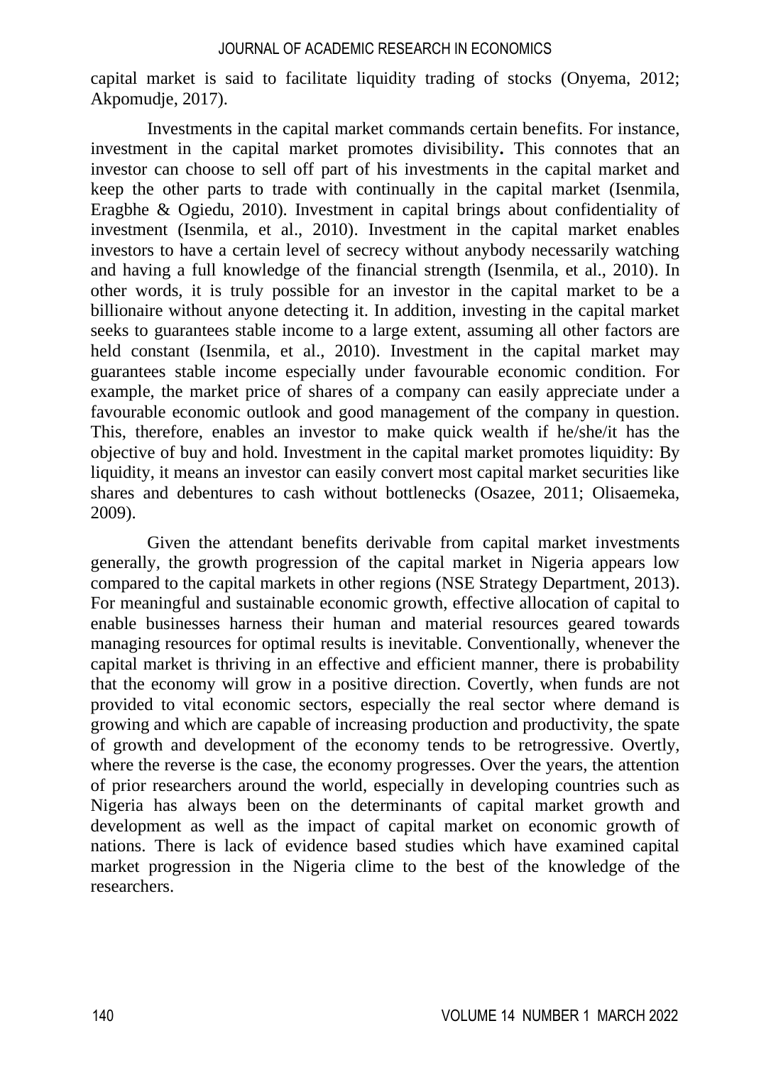capital market is said to facilitate liquidity trading of stocks (Onyema, 2012; Akpomudje, 2017).

Investments in the capital market commands certain benefits. For instance, investment in the capital market promotes divisibility**.** This connotes that an investor can choose to sell off part of his investments in the capital market and keep the other parts to trade with continually in the capital market (Isenmila, Eragbhe & Ogiedu, 2010). Investment in capital brings about confidentiality of investment (Isenmila, et al., 2010). Investment in the capital market enables investors to have a certain level of secrecy without anybody necessarily watching and having a full knowledge of the financial strength (Isenmila, et al., 2010). In other words, it is truly possible for an investor in the capital market to be a billionaire without anyone detecting it. In addition, investing in the capital market seeks to guarantees stable income to a large extent, assuming all other factors are held constant (Isenmila, et al., 2010). Investment in the capital market may guarantees stable income especially under favourable economic condition. For example, the market price of shares of a company can easily appreciate under a favourable economic outlook and good management of the company in question. This, therefore, enables an investor to make quick wealth if he/she/it has the objective of buy and hold. Investment in the capital market promotes liquidity: By liquidity, it means an investor can easily convert most capital market securities like shares and debentures to cash without bottlenecks (Osazee, 2011; Olisaemeka, 2009).

Given the attendant benefits derivable from capital market investments generally, the growth progression of the capital market in Nigeria appears low compared to the capital markets in other regions (NSE Strategy Department, 2013). For meaningful and sustainable economic growth, effective allocation of capital to enable businesses harness their human and material resources geared towards managing resources for optimal results is inevitable. Conventionally, whenever the capital market is thriving in an effective and efficient manner, there is probability that the economy will grow in a positive direction. Covertly, when funds are not provided to vital economic sectors, especially the real sector where demand is growing and which are capable of increasing production and productivity, the spate of growth and development of the economy tends to be retrogressive. Overtly, where the reverse is the case, the economy progresses. Over the years, the attention of prior researchers around the world, especially in developing countries such as Nigeria has always been on the determinants of capital market growth and development as well as the impact of capital market on economic growth of nations. There is lack of evidence based studies which have examined capital market progression in the Nigeria clime to the best of the knowledge of the researchers.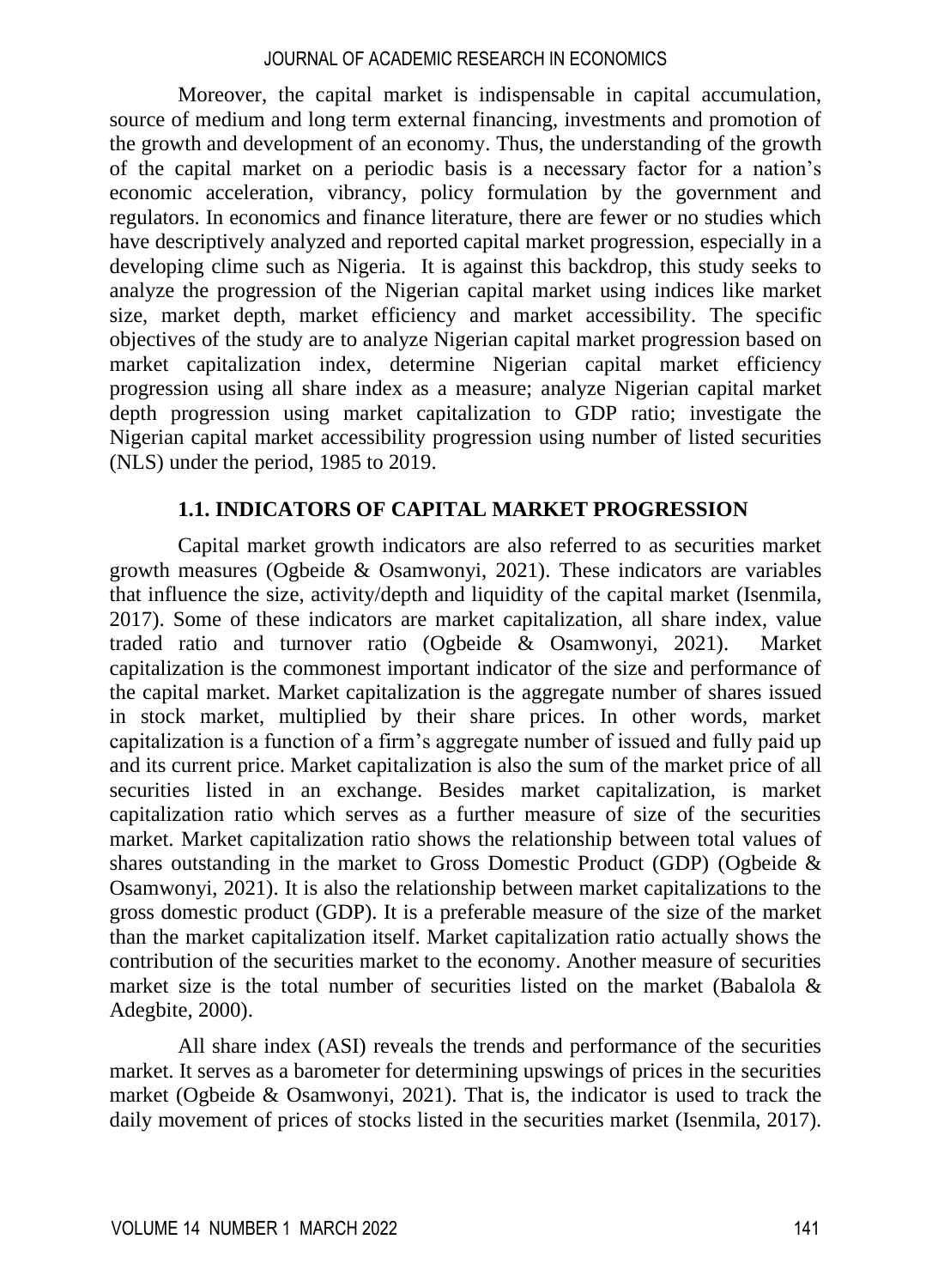Moreover, the capital market is indispensable in capital accumulation, source of medium and long term external financing, investments and promotion of the growth and development of an economy. Thus, the understanding of the growth of the capital market on a periodic basis is a necessary factor for a nation's economic acceleration, vibrancy, policy formulation by the government and regulators. In economics and finance literature, there are fewer or no studies which have descriptively analyzed and reported capital market progression, especially in a developing clime such as Nigeria. It is against this backdrop, this study seeks to analyze the progression of the Nigerian capital market using indices like market size, market depth, market efficiency and market accessibility. The specific objectives of the study are to analyze Nigerian capital market progression based on market capitalization index, determine Nigerian capital market efficiency progression using all share index as a measure; analyze Nigerian capital market depth progression using market capitalization to GDP ratio; investigate the Nigerian capital market accessibility progression using number of listed securities (NLS) under the period, 1985 to 2019.

### 1.1. INDICATORS OF CAPITAL MARKET PROGRESSION

Capital market growth indicators are also referred to as securities market growth measures (Ogbeide & Osamwonyi, 2021). These indicators are variables that influence the size, activity/depth and liquidity of the capital market (Isenmila, 2017). Some of these indicators are market capitalization, all share index, value traded ratio and turnover ratio (Ogbeide & Osamwonyi, 2021). Market capitalization is the commonest important indicator of the size and performance of the capital market. Market capitalization is the aggregate number of shares issued in stock market, multiplied by their share prices. In other words, market capitalization is a function of a firm's aggregate number of issued and fully paid up and its current price. Market capitalization is also the sum of the market price of all securities listed in an exchange. Besides market capitalization, is market capitalization ratio which serves as a further measure of size of the securities market. Market capitalization ratio shows the relationship between total values of shares outstanding in the market to Gross Domestic Product (GDP) (Ogbeide & Osamwonyi, 2021). It is also the relationship between market capitalizations to the gross domestic product (GDP). It is a preferable measure of the size of the market than the market capitalization itself. Market capitalization ratio actually shows the contribution of the securities market to the economy. Another measure of securities market size is the total number of securities listed on the market (Babalola & Adegbite, 2000).

All share index (ASI) reveals the trends and performance of the securities market. It serves as a barometer for determining upswings of prices in the securities market (Ogbeide & Osamwonyi, 2021). That is, the indicator is used to track the daily movement of prices of stocks listed in the securities market (Isenmila, 2017).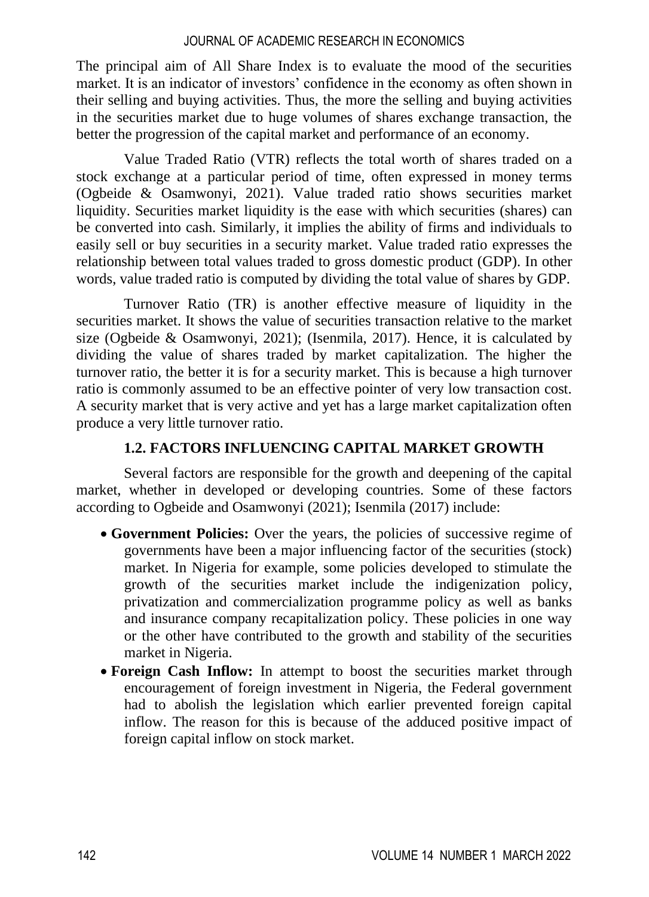The principal aim of All Share Index is to evaluate the mood of the securities market. It is an indicator of investors' confidence in the economy as often shown in their selling and buying activities. Thus, the more the selling and buying activities in the securities market due to huge volumes of shares exchange transaction, the better the progression of the capital market and performance of an economy.

Value Traded Ratio (VTR) reflects the total worth of shares traded on a stock exchange at a particular period of time, often expressed in money terms (Ogbeide & Osamwonyi, 2021). Value traded ratio shows securities market liquidity. Securities market liquidity is the ease with which securities (shares) can be converted into cash. Similarly, it implies the ability of firms and individuals to easily sell or buy securities in a security market. Value traded ratio expresses the relationship between total values traded to gross domestic product (GDP). In other words, value traded ratio is computed by dividing the total value of shares by GDP.

Turnover Ratio (TR) is another effective measure of liquidity in the securities market. It shows the value of securities transaction relative to the market size (Ogbeide & Osamwonyi, 2021); (Isenmila, 2017). Hence, it is calculated by dividing the value of shares traded by market capitalization. The higher the turnover ratio, the better it is for a security market. This is because a high turnover ratio is commonly assumed to be an effective pointer of very low transaction cost. A security market that is very active and yet has a large market capitalization often produce a very little turnover ratio.

## 1.2. FACTORS INFLUENCING CAPITAL MARKET GROWTH

Several factors are responsible for the growth and deepening of the capital market, whether in developed or developing countries. Some of these factors according to Ogbeide and Osamwonyi (2021); Isenmila (2017) include:

- **Government Policies:** Over the years, the policies of successive regime of governments have been a major influencing factor of the securities (stock) market. In Nigeria for example, some policies developed to stimulate the growth of the securities market include the indigenization policy, privatization and commercialization programme policy as well as banks and insurance company recapitalization policy. These policies in one way or the other have contributed to the growth and stability of the securities market in Nigeria.
- **Foreign Cash Inflow:** In attempt to boost the securities market through encouragement of foreign investment in Nigeria, the Federal government had to abolish the legislation which earlier prevented foreign capital inflow. The reason for this is because of the adduced positive impact of foreign capital inflow on stock market.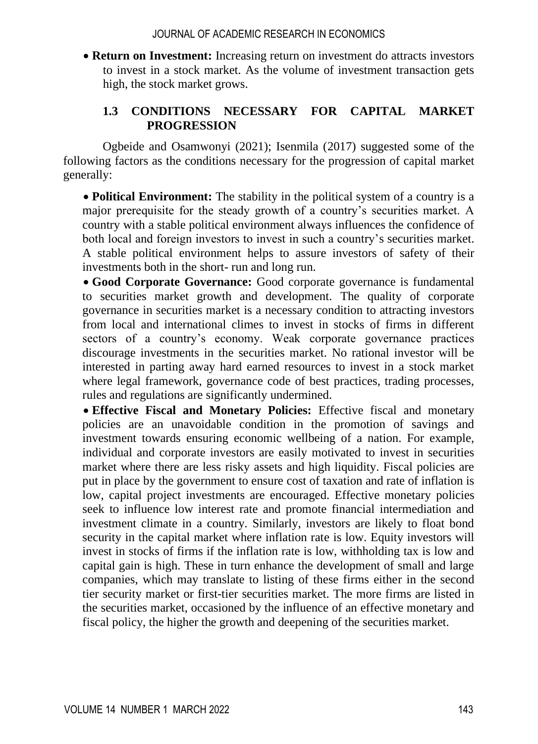- **Return on Investment:** Increasing return on investment do attracts investors to invest in a stock market. As the volume of investment transaction gets high, the stock market grows.

### 1.3 CONDITIONS NECESSARY FOR CAPITAL MARKET PROGRESSION

Ogbeide and Osamwonyi (2021); Isenmila (2017) suggested some of the following factors as the conditions necessary for the progression of capital market generally:

- **Political Environment:** The stability in the political system of a country is a major prerequisite for the steady growth of a country's securities market. A country with a stable political environment always influences the confidence of both local and foreign investors to invest in such a country's securities market. A stable political environment helps to assure investors of safety of their investments both in the short- run and long run.
- **Good Corporate Governance:** Good corporate governance is fundamental to securities market growth and development. The quality of corporate governance in securities market is a necessary condition to attracting investors from local and international climes to invest in stocks of firms in different sectors of a country's economy. Weak corporate governance practices discourage investments in the securities market. No rational investor will be interested in parting away hard earned resources to invest in a stock market where legal framework, governance code of best practices, trading processes, rules and regulations are significantly undermined.
- **Effective Fiscal and Monetary Policies:** Effective fiscal and monetary policies are an unavoidable condition in the promotion of savings and investment towards ensuring economic wellbeing of a nation. For example, individual and corporate investors are easily motivated to invest in securities market where there are less risky assets and high liquidity. Fiscal policies are put in place by the government to ensure cost of taxation and rate of inflation is low, capital project investments are encouraged. Effective monetary policies seek to influence low interest rate and promote financial intermediation and investment climate in a country. Similarly, investors are likely to float bond security in the capital market where inflation rate is low. Equity investors will invest in stocks of firms if the inflation rate is low, withholding tax is low and capital gain is high. These in turn enhance the development of small and large companies, which may translate to listing of these firms either in the second tier security market or first-tier securities market. The more firms are listed in the securities market, occasioned by the influence of an effective monetary and fiscal policy, the higher the growth and deepening of the securities market.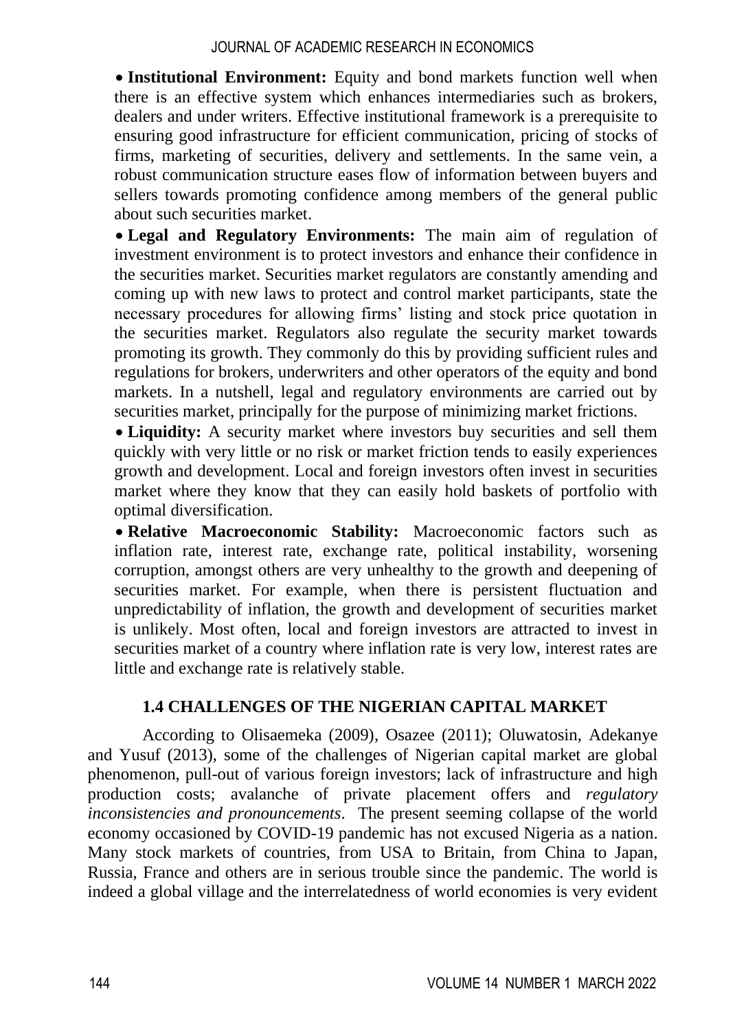- **Institutional Environment:** Equity and bond markets function well when there is an effective system which enhances intermediaries such as brokers, dealers and under writers. Effective institutional framework is a prerequisite to ensuring good infrastructure for efficient communication, pricing of stocks of firms, marketing of securities, delivery and settlements. In the same vein, a robust communication structure eases flow of information between buyers and sellers towards promoting confidence among members of the general public about such securities market.
- **Legal and Regulatory Environments:** The main aim of regulation of investment environment is to protect investors and enhance their confidence in the securities market. Securities market regulators are constantly amending and coming up with new laws to protect and control market participants, state the necessary procedures for allowing firms' listing and stock price quotation in the securities market. Regulators also regulate the security market towards promoting its growth. They commonly do this by providing sufficient rules and regulations for brokers, underwriters and other operators of the equity and bond markets. In a nutshell, legal and regulatory environments are carried out by securities market, principally for the purpose of minimizing market frictions.
- **Liquidity:** A security market where investors buy securities and sell them quickly with very little or no risk or market friction tends to easily experiences growth and development. Local and foreign investors often invest in securities market where they know that they can easily hold baskets of portfolio with optimal diversification.
- **Relative Macroeconomic Stability:** Macroeconomic factors such as inflation rate, interest rate, exchange rate, political instability, worsening corruption, amongst others are very unhealthy to the growth and deepening of securities market. For example, when there is persistent fluctuation and unpredictability of inflation, the growth and development of securities market is unlikely. Most often, local and foreign investors are attracted to invest in securities market of a country where inflation rate is very low, interest rates are little and exchange rate is relatively stable.

## 1.4 CHALLENGES OF THE NIGERIAN CAPITAL MARKET

According to Olisaemeka (2009), Osazee (2011); Oluwatosin, Adekanye and Yusuf (2013), some of the challenges of Nigerian capital market are global phenomenon, pull-out of various foreign investors; lack of infrastructure and high production costs; avalanche of private placement offers and *regulatory inconsistencies and pronouncements*. The present seeming collapse of the world economy occasioned by COVID-19 pandemic has not excused Nigeria as a nation. Many stock markets of countries, from USA to Britain, from China to Japan, Russia, France and others are in serious trouble since the pandemic. The world is indeed a global village and the interrelatedness of world economies is very evident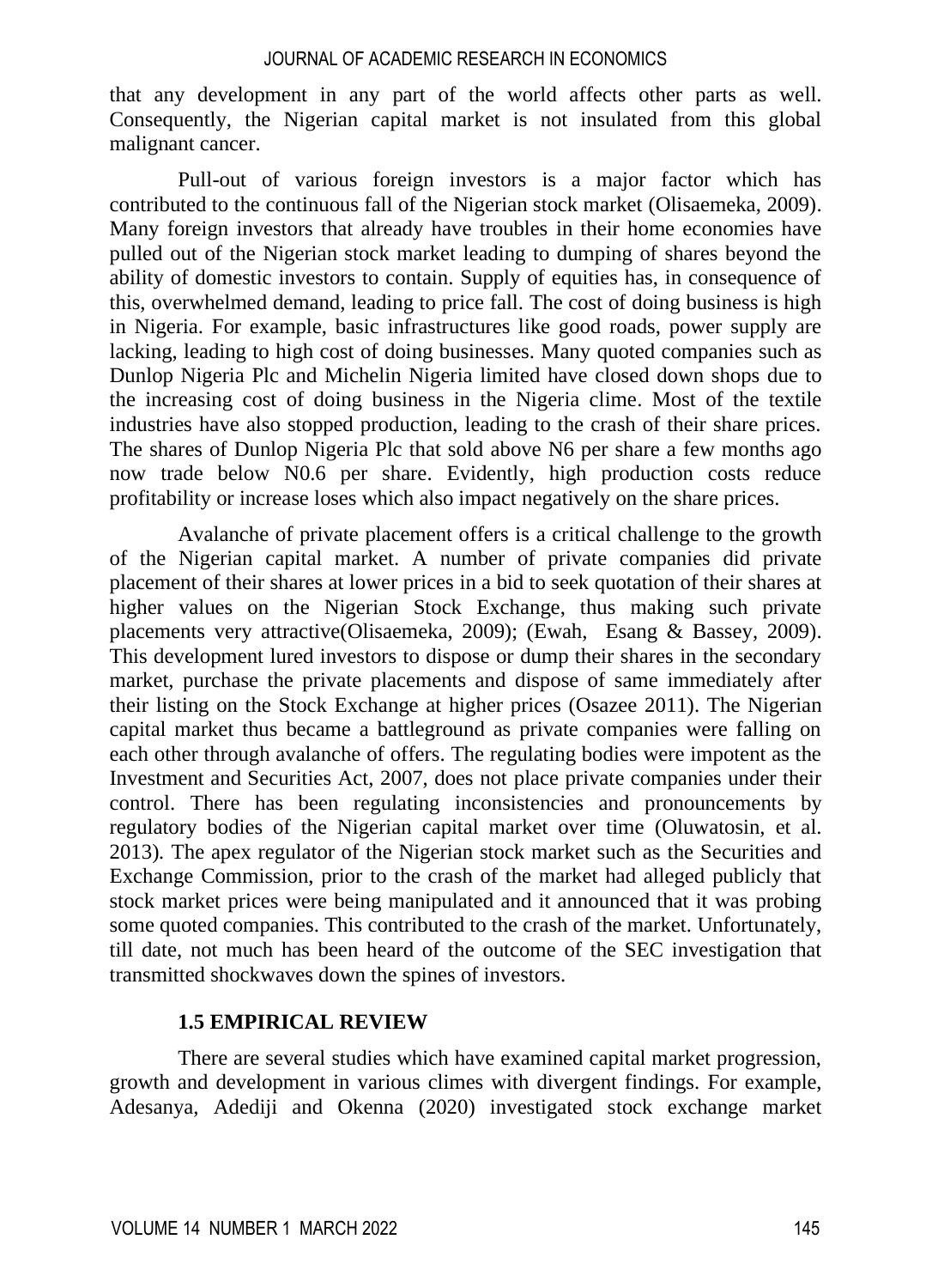that any development in any part of the world affects other parts as well. Consequently, the Nigerian capital market is not insulated from this global malignant cancer.

Pull-out of various foreign investors is a major factor which has contributed to the continuous fall of the Nigerian stock market (Olisaemeka, 2009). Many foreign investors that already have troubles in their home economies have pulled out of the Nigerian stock market leading to dumping of shares beyond the ability of domestic investors to contain. Supply of equities has, in consequence of this, overwhelmed demand, leading to price fall. The cost of doing business is high in Nigeria. For example, basic infrastructures like good roads, power supply are lacking, leading to high cost of doing businesses. Many quoted companies such as Dunlop Nigeria Plc and Michelin Nigeria limited have closed down shops due to the increasing cost of doing business in the Nigeria clime. Most of the textile industries have also stopped production, leading to the crash of their share prices. The shares of Dunlop Nigeria Plc that sold above N6 per share a few months ago now trade below N0.6 per share. Evidently, high production costs reduce profitability or increase loses which also impact negatively on the share prices.

Avalanche of private placement offers is a critical challenge to the growth of the Nigerian capital market. A number of private companies did private placement of their shares at lower prices in a bid to seek quotation of their shares at higher values on the Nigerian Stock Exchange, thus making such private placements very attractive(Olisaemeka, 2009); (Ewah, Esang & Bassey, 2009). This development lured investors to dispose or dump their shares in the secondary market, purchase the private placements and dispose of same immediately after their listing on the Stock Exchange at higher prices (Osazee 2011). The Nigerian capital market thus became a battleground as private companies were falling on each other through avalanche of offers. The regulating bodies were impotent as the Investment and Securities Act, 2007, does not place private companies under their control. There has been regulating inconsistencies and pronouncements by regulatory bodies of the Nigerian capital market over time (Oluwatosin, et al. 2013). The apex regulator of the Nigerian stock market such as the Securities and Exchange Commission, prior to the crash of the market had alleged publicly that stock market prices were being manipulated and it announced that it was probing some quoted companies. This contributed to the crash of the market. Unfortunately, till date, not much has been heard of the outcome of the SEC investigation that transmitted shockwaves down the spines of investors.

### 1.5 EMPIRICAL REVIEW

There are several studies which have examined capital market progression, growth and development in various climes with divergent findings. For example, Adesanya, Adediji and Okenna (2020) investigated stock exchange market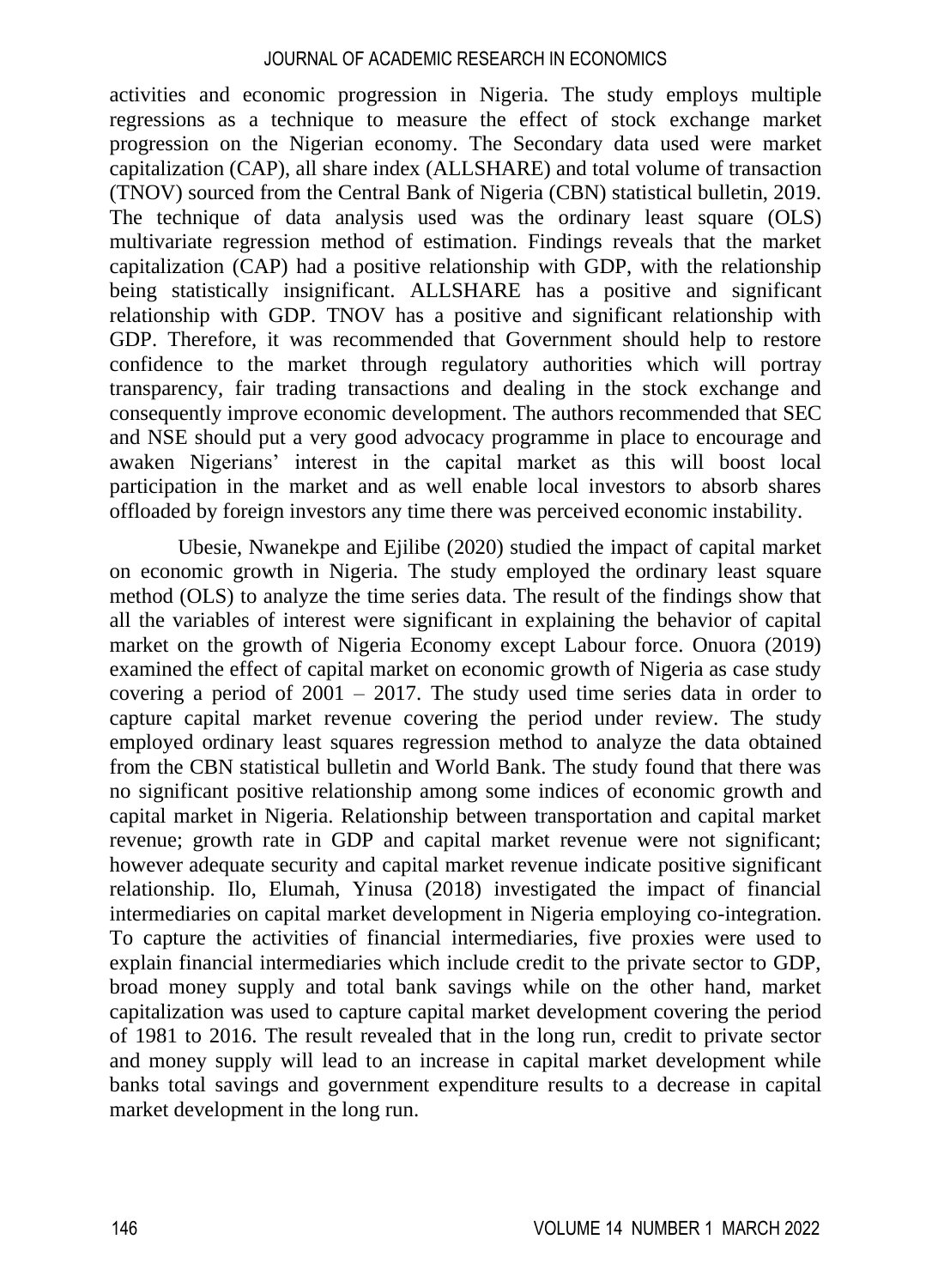activities and economic progression in Nigeria. The study employs multiple regressions as a technique to measure the effect of stock exchange market progression on the Nigerian economy. The Secondary data used were market capitalization (CAP), all share index (ALLSHARE) and total volume of transaction (TNOV) sourced from the Central Bank of Nigeria (CBN) statistical bulletin, 2019. The technique of data analysis used was the ordinary least square (OLS) multivariate regression method of estimation. Findings reveals that the market capitalization (CAP) had a positive relationship with GDP, with the relationship being statistically insignificant. ALLSHARE has a positive and significant relationship with GDP. TNOV has a positive and significant relationship with GDP. Therefore, it was recommended that Government should help to restore confidence to the market through regulatory authorities which will portray transparency, fair trading transactions and dealing in the stock exchange and consequently improve economic development. The authors recommended that SEC and NSE should put a very good advocacy programme in place to encourage and awaken Nigerians' interest in the capital market as this will boost local participation in the market and as well enable local investors to absorb shares offloaded by foreign investors any time there was perceived economic instability.

Ubesie, Nwanekpe and Ejilibe (2020) studied the impact of capital market on economic growth in Nigeria. The study employed the ordinary least square method (OLS) to analyze the time series data. The result of the findings show that all the variables of interest were significant in explaining the behavior of capital market on the growth of Nigeria Economy except Labour force. Onuora (2019) examined the effect of capital market on economic growth of Nigeria as case study covering a period of 2001 – 2017. The study used time series data in order to capture capital market revenue covering the period under review. The study employed ordinary least squares regression method to analyze the data obtained from the CBN statistical bulletin and World Bank. The study found that there was no significant positive relationship among some indices of economic growth and capital market in Nigeria. Relationship between transportation and capital market revenue; growth rate in GDP and capital market revenue were not significant; however adequate security and capital market revenue indicate positive significant relationship. Ilo, Elumah, Yinusa (2018) investigated the impact of financial intermediaries on capital market development in Nigeria employing co-integration. To capture the activities of financial intermediaries, five proxies were used to explain financial intermediaries which include credit to the private sector to GDP, broad money supply and total bank savings while on the other hand, market capitalization was used to capture capital market development covering the period of 1981 to 2016. The result revealed that in the long run, credit to private sector and money supply will lead to an increase in capital market development while banks total savings and government expenditure results to a decrease in capital market development in the long run.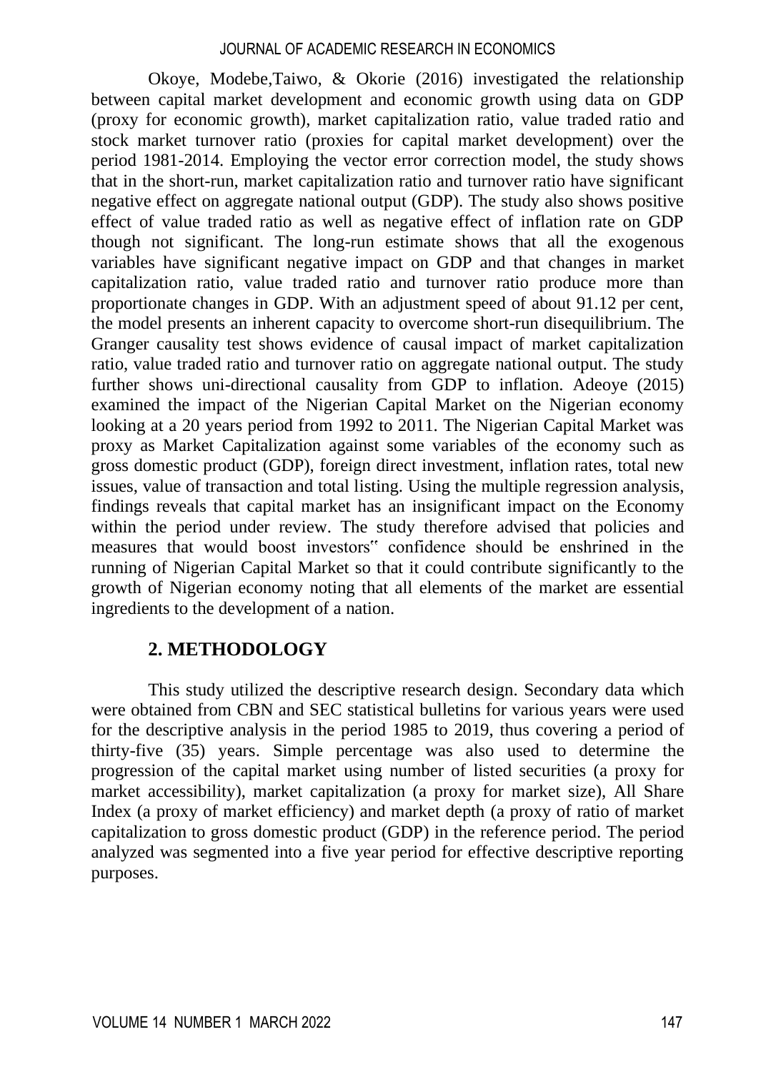Okoye, Modebe,Taiwo, & Okorie (2016) investigated the relationship between capital market development and economic growth using data on GDP (proxy for economic growth), market capitalization ratio, value traded ratio and stock market turnover ratio (proxies for capital market development) over the period 1981-2014. Employing the vector error correction model, the study shows that in the short-run, market capitalization ratio and turnover ratio have significant negative effect on aggregate national output (GDP). The study also shows positive effect of value traded ratio as well as negative effect of inflation rate on GDP though not significant. The long-run estimate shows that all the exogenous variables have significant negative impact on GDP and that changes in market capitalization ratio, value traded ratio and turnover ratio produce more than proportionate changes in GDP. With an adjustment speed of about 91.12 per cent, the model presents an inherent capacity to overcome short-run disequilibrium. The Granger causality test shows evidence of causal impact of market capitalization ratio, value traded ratio and turnover ratio on aggregate national output. The study further shows uni-directional causality from GDP to inflation. Adeoye (2015) examined the impact of the Nigerian Capital Market on the Nigerian economy looking at a 20 years period from 1992 to 2011. The Nigerian Capital Market was proxy as Market Capitalization against some variables of the economy such as gross domestic product (GDP), foreign direct investment, inflation rates, total new issues, value of transaction and total listing. Using the multiple regression analysis, findings reveals that capital market has an insignificant impact on the Economy within the period under review. The study therefore advised that policies and measures that would boost investors‟ confidence should be enshrined in the running of Nigerian Capital Market so that it could contribute significantly to the growth of Nigerian economy noting that all elements of the market are essential ingredients to the development of a nation.

## 2. METHODOLOGY

This study utilized the descriptive research design. Secondary data which were obtained from CBN and SEC statistical bulletins for various years were used for the descriptive analysis in the period 1985 to 2019, thus covering a period of thirty-five (35) years. Simple percentage was also used to determine the progression of the capital market using number of listed securities (a proxy for market accessibility), market capitalization (a proxy for market size), All Share Index (a proxy of market efficiency) and market depth (a proxy of ratio of market capitalization to gross domestic product (GDP) in the reference period. The period analyzed was segmented into a five year period for effective descriptive reporting purposes.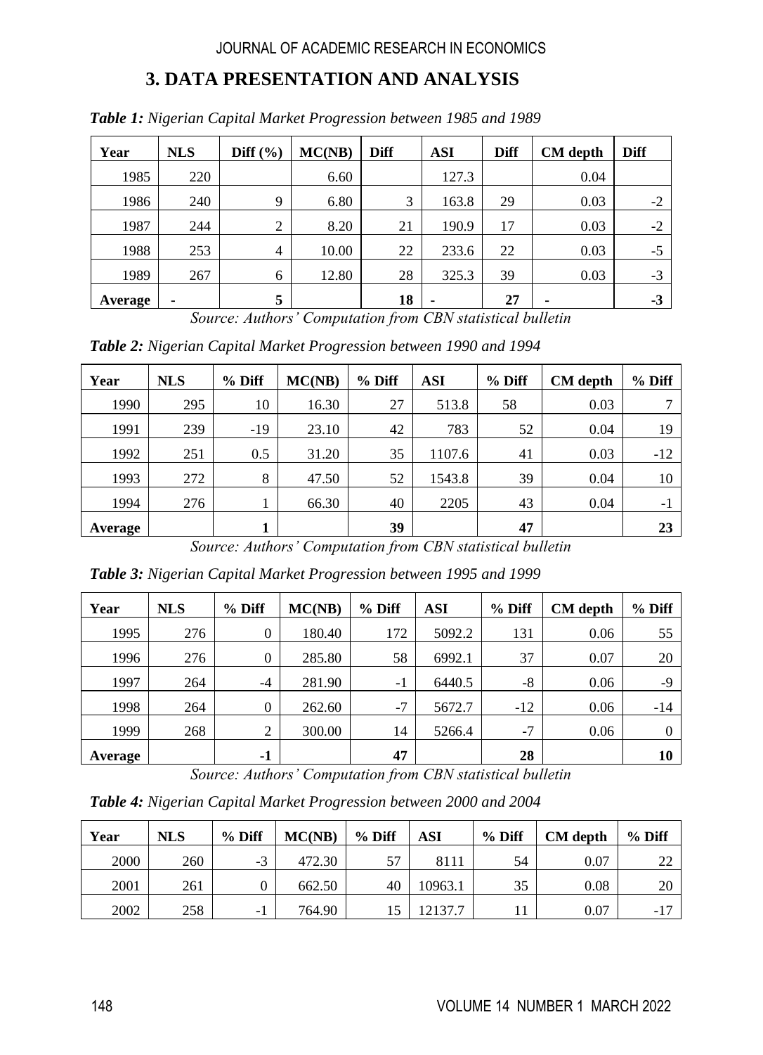## 3. DATA PRESENTATION AND ANALYSIS

***Table 1:*** *Nigerian Capital Market Progression between 1985 and 1989*

| Year | NLS | Diff (%) | MC(NB) | Diff | ASI | Diff | CM depth | Diff |
|---|---|---|---|---|---|---|---|---|
| 1985 | 220 | | 6.60 | | 127.3 | | 0.04 | |
| 1986 | 240 | 9 | 6.80 | 3 | 163.8 | 29 | 0.03 | -2 |
| 1987 | 244 | 2 | 8.20 | 21 | 190.9 | 17 | 0.03 | -2 |
| 1988 | 253 | 4 | 10.00 | 22 | 233.6 | 22 | 0.03 | -5 |
| 1989 | 267 | 6 | 12.80 | 28 | 325.3 | 39 | 0.03 | -3 |
| **Average** | **-** | **5** | | **18** | **-** | **27** | **-** | **-3** |

*Source: Authors' Computation from CBN statistical bulletin*

***Table 2:*** *Nigerian Capital Market Progression between 1990 and 1994*

| Year | NLS | % Diff | MC(NB) | % Diff | ASI | % Diff | CM depth | % Diff |
|---|---|---|---|---|---|---|---|---|
| 1990 | 295 | 10 | 16.30 | 27 | 513.8 | 58 | 0.03 | 7 |
| 1991 | 239 | -19 | 23.10 | 42 | 783 | 52 | 0.04 | 19 |
| 1992 | 251 | 0.5 | 31.20 | 35 | 1107.6 | 41 | 0.03 | -12 |
| 1993 | 272 | 8 | 47.50 | 52 | 1543.8 | 39 | 0.04 | 10 |
| 1994 | 276 | 1 | 66.30 | 40 | 2205 | 43 | 0.04 | -1 |
| **Average** | | **1** | | **39** | | **47** | | **23** |

*Source: Authors' Computation from CBN statistical bulletin*

***Table 3:*** *Nigerian Capital Market Progression between 1995 and 1999*

| Year | NLS | % Diff | MC(NB) | % Diff | ASI | % Diff | CM depth | % Diff |
|---|---|---|---|---|---|---|---|---|
| 1995 | 276 | 0 | 180.40 | 172 | 5092.2 | 131 | 0.06 | 55 |
| 1996 | 276 | 0 | 285.80 | 58 | 6992.1 | 37 | 0.07 | 20 |
| 1997 | 264 | -4 | 281.90 | -1 | 6440.5 | -8 | 0.06 | -9 |
| 1998 | 264 | 0 | 262.60 | -7 | 5672.7 | -12 | 0.06 | -14 |
| 1999 | 268 | 2 | 300.00 | 14 | 5266.4 | -7 | 0.06 | 0 |
| **Average** | | **-1** | | **47** | | **28** | | **10** |

*Source: Authors' Computation from CBN statistical bulletin*

***Table 4:*** *Nigerian Capital Market Progression between 2000 and 2004*

| Year | NLS | % Diff | MC(NB) | % Diff | ASI | % Diff | CM depth | % Diff |
|---|---|---|---|---|---|---|---|---|
| 2000 | 260 | -3 | 472.30 | 57 | 8111 | 54 | 0.07 | 22 |
| 2001 | 261 | 0 | 662.50 | 40 | 10963.1 | 35 | 0.08 | 20 |
| 2002 | 258 | -1 | 764.90 | 15 | 12137.7 | 11 | 0.07 | -17 |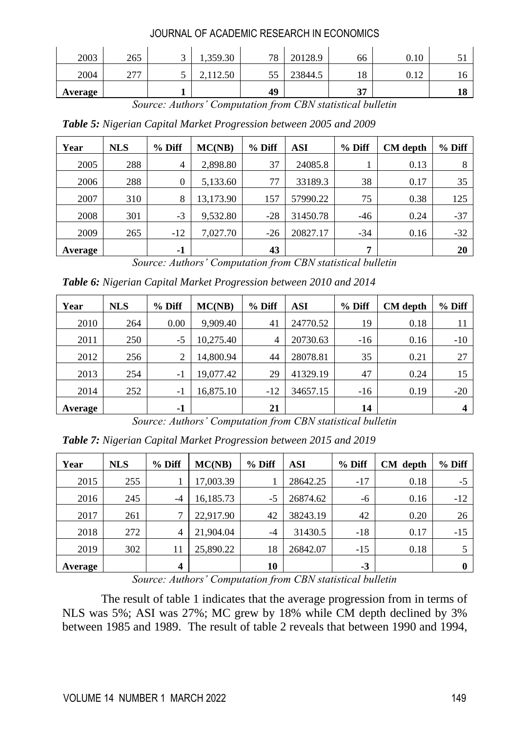| 2003 | 265 | 3 | 1,359.30 | 78 | 20128.9 | 66 | 0.10 | 51 |
|---|---|---|---|---|---|---|---|---|
| 2004 | 277 | 5 | 2,112.50 | 55 | 23844.5 | 18 | 0.12 | 16 |
| **Average** | | **1** | | **49** | | **37** | | **18** |

*Source: Authors' Computation from CBN statistical bulletin*

***Table 5:*** *Nigerian Capital Market Progression between 2005 and 2009*

| Year | NLS | % Diff | MC(NB) | % Diff | ASI | % Diff | CM depth | % Diff |
|---|---|---|---|---|---|---|---|---|
| 2005 | 288 | 4 | 2,898.80 | 37 | 24085.8 | 1 | 0.13 | 8 |
| 2006 | 288 | 0 | 5,133.60 | 77 | 33189.3 | 38 | 0.17 | 35 |
| 2007 | 310 | 8 | 13,173.90 | 157 | 57990.22 | 75 | 0.38 | 125 |
| 2008 | 301 | -3 | 9,532.80 | -28 | 31450.78 | -46 | 0.24 | -37 |
| 2009 | 265 | -12 | 7,027.70 | -26 | 20827.17 | -34 | 0.16 | -32 |
| **Average** | | **-1** | | **43** | | **7** | | **20** |

*Source: Authors' Computation from CBN statistical bulletin*

***Table 6:*** *Nigerian Capital Market Progression between 2010 and 2014*

| Year | NLS | % Diff | MC(NB) | % Diff | ASI | % Diff | CM depth | % Diff |
|---|---|---|---|---|---|---|---|---|
| 2010 | 264 | 0.00 | 9,909.40 | 41 | 24770.52 | 19 | 0.18 | 11 |
| 2011 | 250 | -5 | 10,275.40 | 4 | 20730.63 | -16 | 0.16 | -10 |
| 2012 | 256 | 2 | 14,800.94 | 44 | 28078.81 | 35 | 0.21 | 27 |
| 2013 | 254 | -1 | 19,077.42 | 29 | 41329.19 | 47 | 0.24 | 15 |
| 2014 | 252 | -1 | 16,875.10 | -12 | 34657.15 | -16 | 0.19 | -20 |
| **Average** | | **-1** | | **21** | | **14** | | **4** |

*Source: Authors' Computation from CBN statistical bulletin*

***Table 7:*** *Nigerian Capital Market Progression between 2015 and 2019*

| Year | NLS | % Diff | MC(NB) | % Diff | ASI | % Diff | CM depth | % Diff |
|---|---|---|---|---|---|---|---|---|
| 2015 | 255 | 1 | 17,003.39 | 1 | 28642.25 | -17 | 0.18 | -5 |
| 2016 | 245 | -4 | 16,185.73 | -5 | 26874.62 | -6 | 0.16 | -12 |
| 2017 | 261 | 7 | 22,917.90 | 42 | 38243.19 | 42 | 0.20 | 26 |
| 2018 | 272 | 4 | 21,904.04 | -4 | 31430.5 | -18 | 0.17 | -15 |
| 2019 | 302 | 11 | 25,890.22 | 18 | 26842.07 | -15 | 0.18 | 5 |
| **Average** | | **4** | | **10** | | **-3** | | **0** |

*Source: Authors' Computation from CBN statistical bulletin*

The result of table 1 indicates that the average progression from in terms of NLS was 5%; ASI was 27%; MC grew by 18% while CM depth declined by 3% between 1985 and 1989. The result of table 2 reveals that between 1990 and 1994,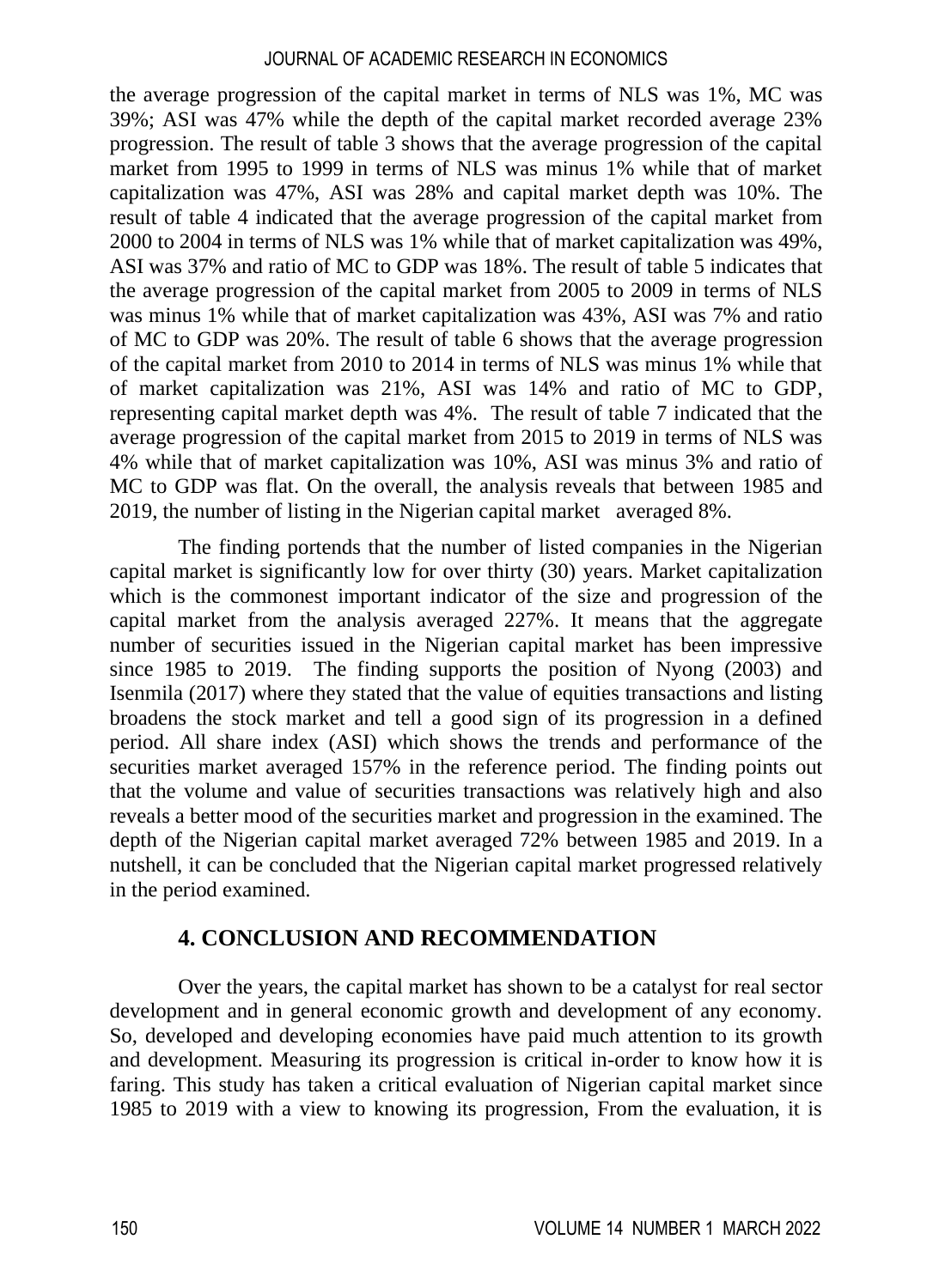the average progression of the capital market in terms of NLS was 1%, MC was 39%; ASI was 47% while the depth of the capital market recorded average 23% progression. The result of table 3 shows that the average progression of the capital market from 1995 to 1999 in terms of NLS was minus 1% while that of market capitalization was 47%, ASI was 28% and capital market depth was 10%. The result of table 4 indicated that the average progression of the capital market from 2000 to 2004 in terms of NLS was 1% while that of market capitalization was 49%, ASI was 37% and ratio of MC to GDP was 18%. The result of table 5 indicates that the average progression of the capital market from 2005 to 2009 in terms of NLS was minus 1% while that of market capitalization was 43%, ASI was 7% and ratio of MC to GDP was 20%. The result of table 6 shows that the average progression of the capital market from 2010 to 2014 in terms of NLS was minus 1% while that of market capitalization was 21%, ASI was 14% and ratio of MC to GDP, representing capital market depth was 4%. The result of table 7 indicated that the average progression of the capital market from 2015 to 2019 in terms of NLS was 4% while that of market capitalization was 10%, ASI was minus 3% and ratio of MC to GDP was flat. On the overall, the analysis reveals that between 1985 and 2019, the number of listing in the Nigerian capital market averaged 8%.

The finding portends that the number of listed companies in the Nigerian capital market is significantly low for over thirty (30) years. Market capitalization which is the commonest important indicator of the size and progression of the capital market from the analysis averaged 227%. It means that the aggregate number of securities issued in the Nigerian capital market has been impressive since 1985 to 2019. The finding supports the position of Nyong (2003) and Isenmila (2017) where they stated that the value of equities transactions and listing broadens the stock market and tell a good sign of its progression in a defined period. All share index (ASI) which shows the trends and performance of the securities market averaged 157% in the reference period. The finding points out that the volume and value of securities transactions was relatively high and also reveals a better mood of the securities market and progression in the examined. The depth of the Nigerian capital market averaged 72% between 1985 and 2019. In a nutshell, it can be concluded that the Nigerian capital market progressed relatively in the period examined.

## 4. CONCLUSION AND RECOMMENDATION

Over the years, the capital market has shown to be a catalyst for real sector development and in general economic growth and development of any economy. So, developed and developing economies have paid much attention to its growth and development. Measuring its progression is critical in-order to know how it is faring. This study has taken a critical evaluation of Nigerian capital market since 1985 to 2019 with a view to knowing its progression, From the evaluation, it is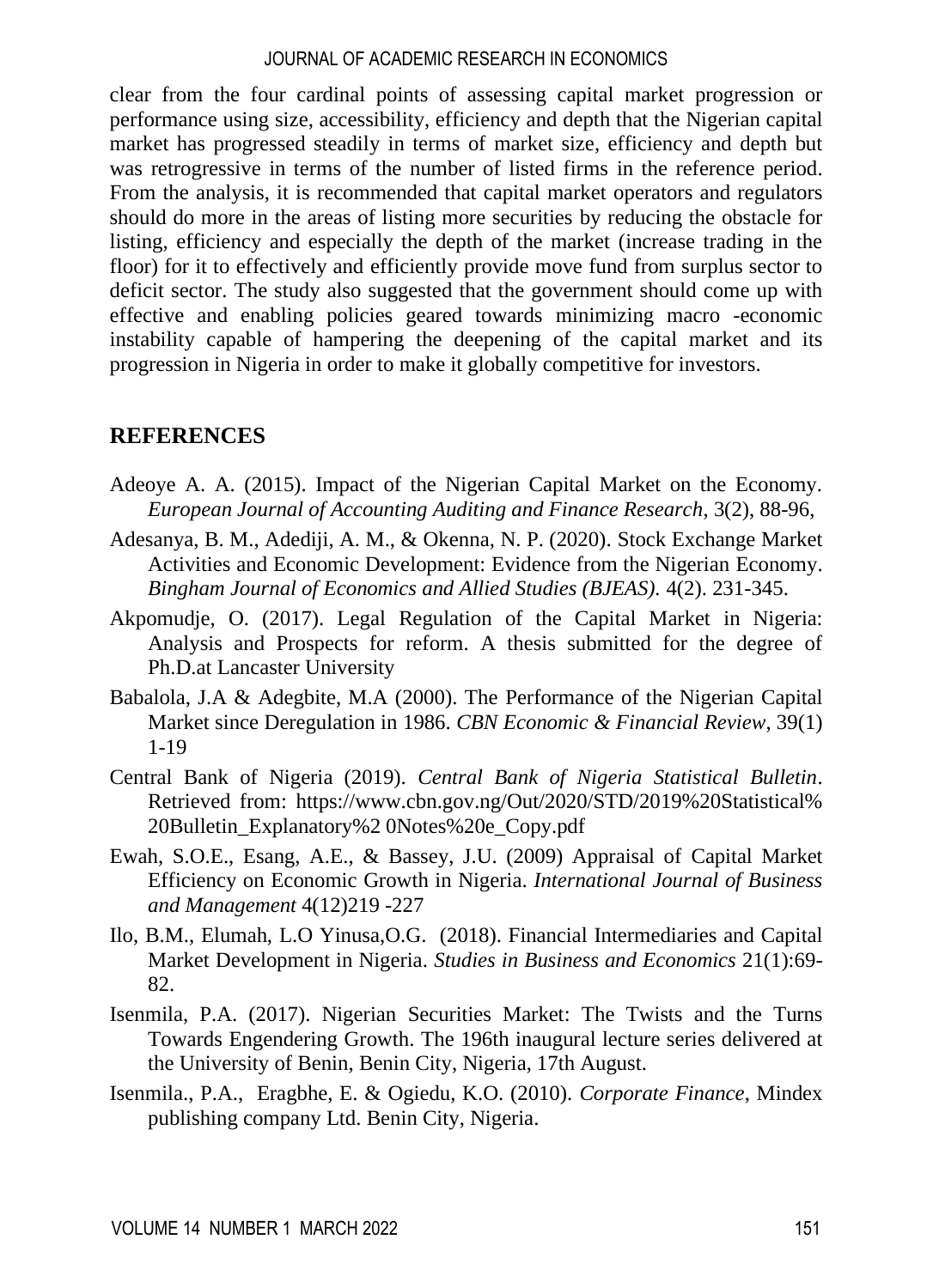clear from the four cardinal points of assessing capital market progression or performance using size, accessibility, efficiency and depth that the Nigerian capital market has progressed steadily in terms of market size, efficiency and depth but was retrogressive in terms of the number of listed firms in the reference period. From the analysis, it is recommended that capital market operators and regulators should do more in the areas of listing more securities by reducing the obstacle for listing, efficiency and especially the depth of the market (increase trading in the floor) for it to effectively and efficiently provide move fund from surplus sector to deficit sector. The study also suggested that the government should come up with effective and enabling policies geared towards minimizing macro -economic instability capable of hampering the deepening of the capital market and its progression in Nigeria in order to make it globally competitive for investors.

## REFERENCES

Adeoye A. A. (2015). Impact of the Nigerian Capital Market on the Economy. *European Journal of Accounting Auditing and Finance Research*, 3(2), 88-96,

Adesanya, B. M., Adediji, A. M., & Okenna, N. P. (2020). Stock Exchange Market Activities and Economic Development: Evidence from the Nigerian Economy. *Bingham Journal of Economics and Allied Studies (BJEAS).* 4(2). 231-345.

Akpomudje, O. (2017). Legal Regulation of the Capital Market in Nigeria: Analysis and Prospects for reform. A thesis submitted for the degree of Ph.D.at Lancaster University

Babalola, J.A & Adegbite, M.A (2000). The Performance of the Nigerian Capital Market since Deregulation in 1986. *CBN Economic & Financial Review*, 39(1) 1-19

Central Bank of Nigeria (2019). *Central Bank of Nigeria Statistical Bulletin*. Retrieved from: https://www.cbn.gov.ng/Out/2020/STD/2019%20Statistical%20Bulletin_Explanatory%2 0Notes%20e_Copy.pdf

Ewah, S.O.E., Esang, A.E., & Bassey, J.U. (2009) Appraisal of Capital Market Efficiency on Economic Growth in Nigeria. *International Journal of Business and Management* 4(12)219 -227

Ilo, B.M., Elumah, L.O Yinusa,O.G. (2018). Financial Intermediaries and Capital Market Development in Nigeria. *Studies in Business and Economics* 21(1):69-82.

Isenmila, P.A. (2017). Nigerian Securities Market: The Twists and the Turns Towards Engendering Growth. The 196th inaugural lecture series delivered at the University of Benin, Benin City, Nigeria, 17th August.

Isenmila., P.A., Eragbhe, E. & Ogiedu, K.O. (2010). *Corporate Finance*, Mindex publishing company Ltd. Benin City, Nigeria.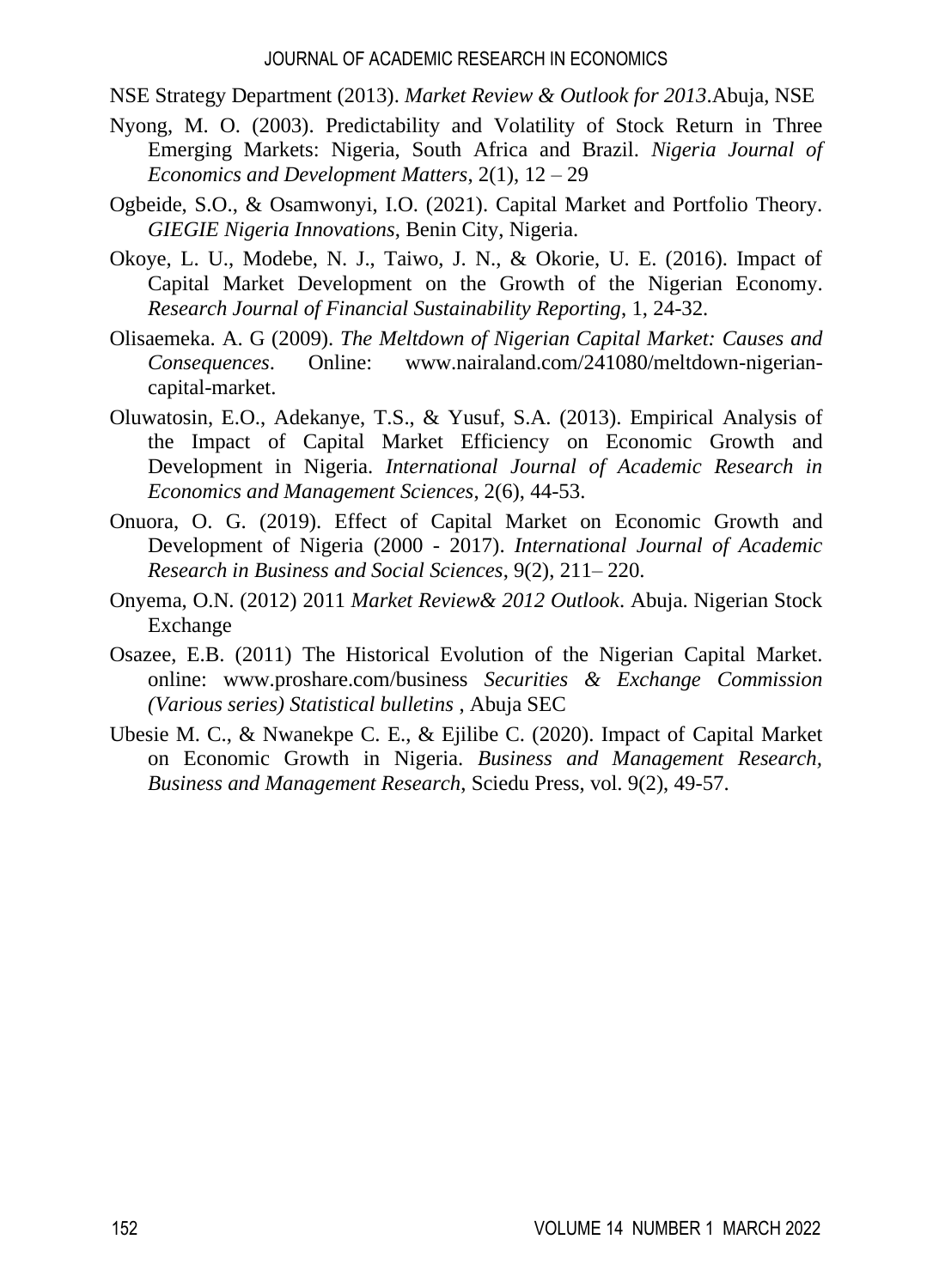NSE Strategy Department (2013). *Market Review & Outlook for 2013*.Abuja, NSE

Nyong, M. O. (2003). Predictability and Volatility of Stock Return in Three Emerging Markets: Nigeria, South Africa and Brazil. *Nigeria Journal of Economics and Development Matters*, 2(1), 12 – 29

Ogbeide, S.O., & Osamwonyi, I.O. (2021). Capital Market and Portfolio Theory. *GIEGIE Nigeria Innovations*, Benin City, Nigeria.

Okoye, L. U., Modebe, N. J., Taiwo, J. N., & Okorie, U. E. (2016). Impact of Capital Market Development on the Growth of the Nigerian Economy. *Research Journal of Financial Sustainability Reporting*, 1, 24-32.

Olisaemeka. A. G (2009). *The Meltdown of Nigerian Capital Market: Causes and Consequences*. Online: www.nairaland.com/241080/meltdown-nigerian-capital-market.

Oluwatosin, E.O., Adekanye, T.S., & Yusuf, S.A. (2013). Empirical Analysis of the Impact of Capital Market Efficiency on Economic Growth and Development in Nigeria. *International Journal of Academic Research in Economics and Management Sciences*, 2(6), 44-53.

Onuora, O. G. (2019). Effect of Capital Market on Economic Growth and Development of Nigeria (2000 - 2017). *International Journal of Academic Research in Business and Social Sciences*, 9(2), 211– 220.

Onyema, O.N. (2012) 2011 *Market Review& 2012 Outlook*. Abuja. Nigerian Stock Exchange

Osazee, E.B. (2011) The Historical Evolution of the Nigerian Capital Market. online: www.proshare.com/business *Securities & Exchange Commission (Various series) Statistical bulletins* , Abuja SEC

Ubesie M. C., & Nwanekpe C. E., & Ejilibe C. (2020). Impact of Capital Market on Economic Growth in Nigeria. *Business and Management Research, Business and Management Research*, Sciedu Press, vol. 9(2), 49-57.